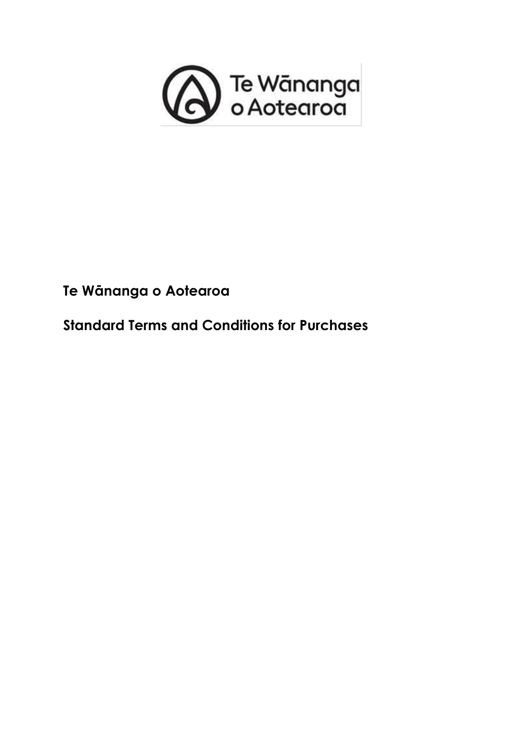**Te Wānanga o Aotearoa**

**Standard Terms and Conditions for Purchases**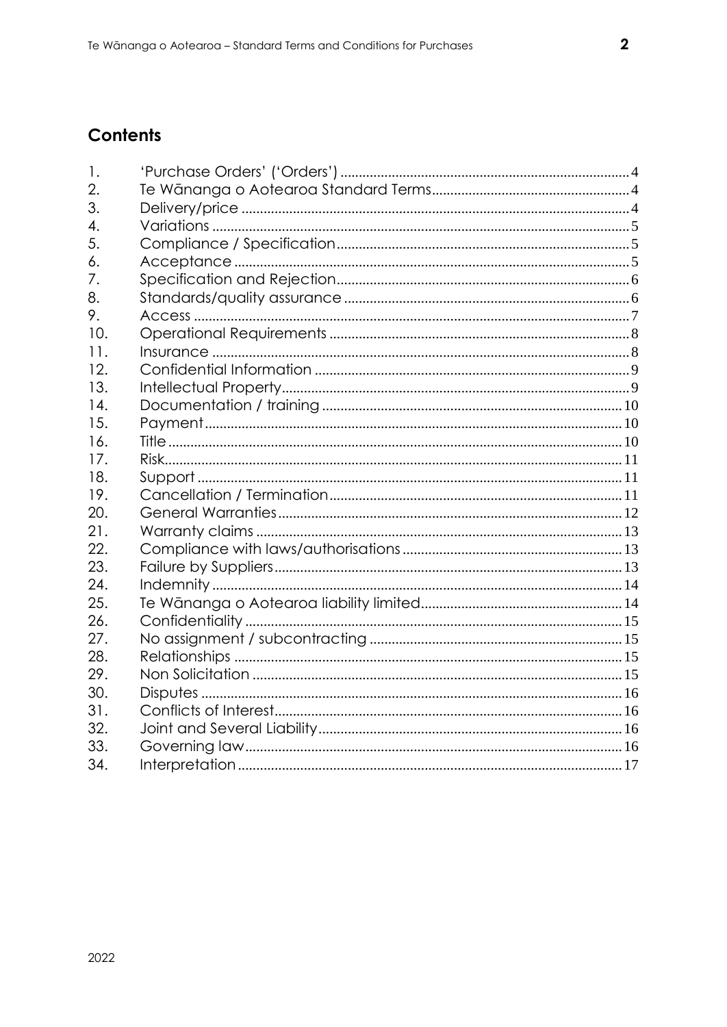## Contents

| | | |
|---|---|---|
| 1. | 'Purchase Orders' ('Orders') | 4 |
| 2. | Te Wānanga o Aotearoa Standard Terms | 4 |
| 3. | Delivery/price | 4 |
| 4. | Variations | 5 |
| 5. | Compliance / Specification | 5 |
| 6. | Acceptance | 5 |
| 7. | Specification and Rejection | 6 |
| 8. | Standards/quality assurance | 6 |
| 9. | Access | 7 |
| 10. | Operational Requirements | 8 |
| 11. | Insurance | 8 |
| 12. | Confidential Information | 9 |
| 13. | Intellectual Property | 9 |
| 14. | Documentation / training | 10 |
| 15. | Payment | 10 |
| 16. | Title | 10 |
| 17. | Risk | 11 |
| 18. | Support | 11 |
| 19. | Cancellation / Termination | 11 |
| 20. | General Warranties | 12 |
| 21. | Warranty claims | 13 |
| 22. | Compliance with laws/authorisations | 13 |
| 23. | Failure by Suppliers | 13 |
| 24. | Indemnity | 14 |
| 25. | Te Wānanga o Aotearoa liability limited | 14 |
| 26. | Confidentiality | 15 |
| 27. | No assignment / subcontracting | 15 |
| 28. | Relationships | 15 |
| 29. | Non Solicitation | 15 |
| 30. | Disputes | 16 |
| 31. | Conflicts of Interest | 16 |
| 32. | Joint and Several Liability | 16 |
| 33. | Governing law | 16 |
| 34. | Interpretation | 17 |

2022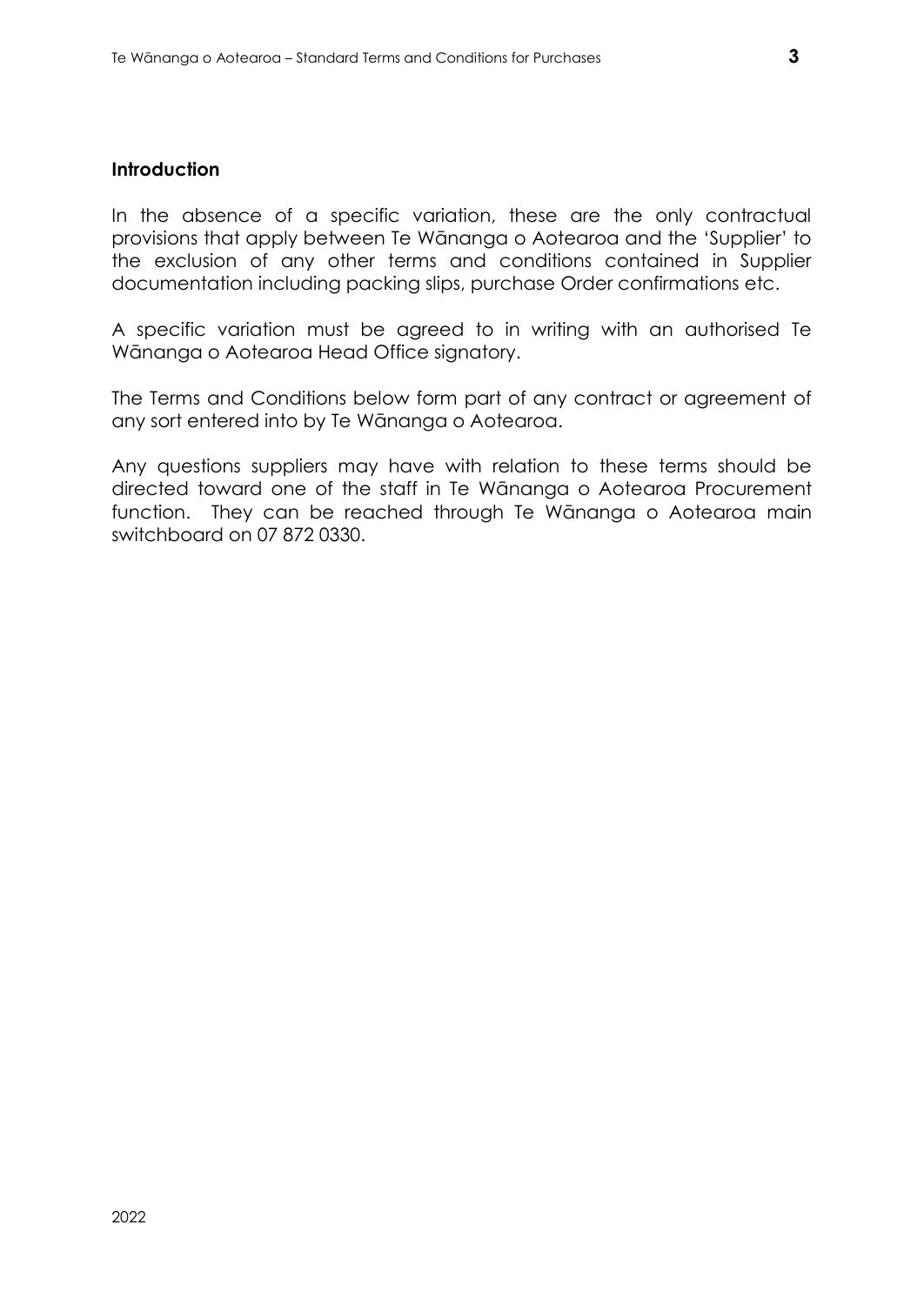## Introduction

In the absence of a specific variation, these are the only contractual provisions that apply between Te Wānanga o Aotearoa and the 'Supplier' to the exclusion of any other terms and conditions contained in Supplier documentation including packing slips, purchase Order confirmations etc.

A specific variation must be agreed to in writing with an authorised Te Wānanga o Aotearoa Head Office signatory.

The Terms and Conditions below form part of any contract or agreement of any sort entered into by Te Wānanga o Aotearoa.

Any questions suppliers may have with relation to these terms should be directed toward one of the staff in Te Wānanga o Aotearoa Procurement function. They can be reached through Te Wānanga o Aotearoa main switchboard on 07 872 0330.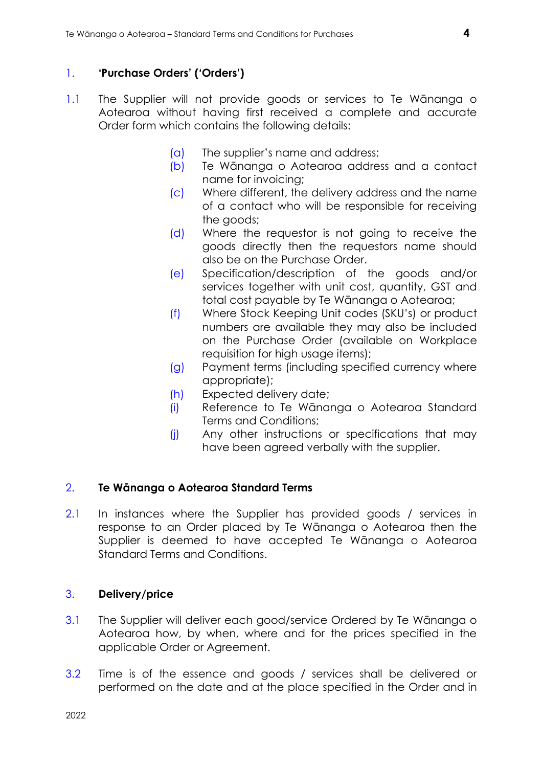## 1. 'Purchase Orders' ('Orders')

1.1 The Supplier will not provide goods or services to Te Wānanga o Aotearoa without having first received a complete and accurate Order form which contains the following details:

- (a) The supplier's name and address;
- (b) Te Wānanga o Aotearoa address and a contact name for invoicing;
- (c) Where different, the delivery address and the name of a contact who will be responsible for receiving the goods;
- (d) Where the requestor is not going to receive the goods directly then the requestors name should also be on the Purchase Order.
- (e) Specification/description of the goods and/or services together with unit cost, quantity, GST and total cost payable by Te Wānanga o Aotearoa;
- (f) Where Stock Keeping Unit codes (SKU's) or product numbers are available they may also be included on the Purchase Order (available on Workplace requisition for high usage items);
- (g) Payment terms (including specified currency where appropriate);
- (h) Expected delivery date;
- (i) Reference to Te Wānanga o Aotearoa Standard Terms and Conditions;
- (j) Any other instructions or specifications that may have been agreed verbally with the supplier.

## 2. Te Wānanga o Aotearoa Standard Terms

2.1 In instances where the Supplier has provided goods / services in response to an Order placed by Te Wānanga o Aotearoa then the Supplier is deemed to have accepted Te Wānanga o Aotearoa Standard Terms and Conditions.

## 3. Delivery/price

3.1 The Supplier will deliver each good/service Ordered by Te Wānanga o Aotearoa how, by when, where and for the prices specified in the applicable Order or Agreement.

3.2 Time is of the essence and goods / services shall be delivered or performed on the date and at the place specified in the Order and in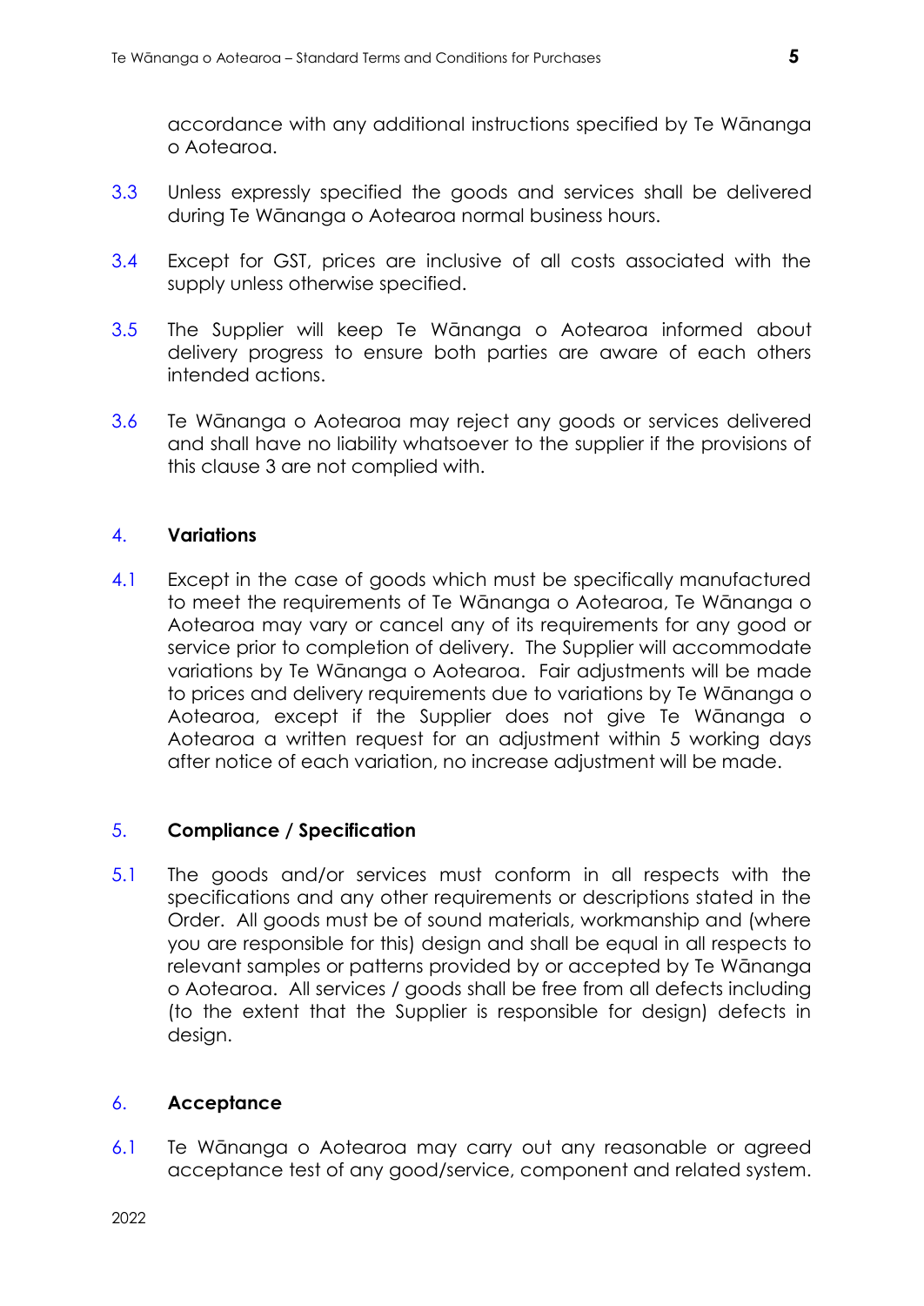accordance with any additional instructions specified by Te Wānanga o Aotearoa.

3.3 Unless expressly specified the goods and services shall be delivered during Te Wānanga o Aotearoa normal business hours.

3.4 Except for GST, prices are inclusive of all costs associated with the supply unless otherwise specified.

3.5 The Supplier will keep Te Wānanga o Aotearoa informed about delivery progress to ensure both parties are aware of each others intended actions.

3.6 Te Wānanga o Aotearoa may reject any goods or services delivered and shall have no liability whatsoever to the supplier if the provisions of this clause 3 are not complied with.

## 4. Variations

4.1 Except in the case of goods which must be specifically manufactured to meet the requirements of Te Wānanga o Aotearoa, Te Wānanga o Aotearoa may vary or cancel any of its requirements for any good or service prior to completion of delivery. The Supplier will accommodate variations by Te Wānanga o Aotearoa. Fair adjustments will be made to prices and delivery requirements due to variations by Te Wānanga o Aotearoa, except if the Supplier does not give Te Wānanga o Aotearoa a written request for an adjustment within 5 working days after notice of each variation, no increase adjustment will be made.

## 5. Compliance / Specification

5.1 The goods and/or services must conform in all respects with the specifications and any other requirements or descriptions stated in the Order. All goods must be of sound materials, workmanship and (where you are responsible for this) design and shall be equal in all respects to relevant samples or patterns provided by or accepted by Te Wānanga o Aotearoa. All services / goods shall be free from all defects including (to the extent that the Supplier is responsible for design) defects in design.

## 6. Acceptance

6.1 Te Wānanga o Aotearoa may carry out any reasonable or agreed acceptance test of any good/service, component and related system.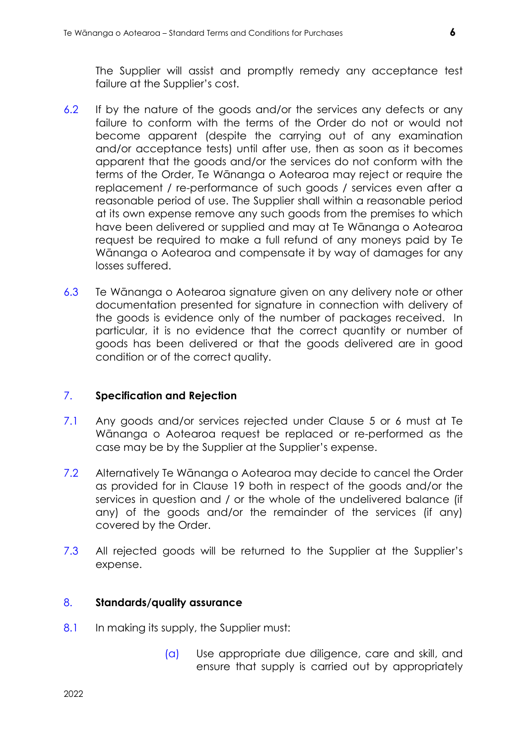The Supplier will assist and promptly remedy any acceptance test failure at the Supplier's cost.

6.2 If by the nature of the goods and/or the services any defects or any failure to conform with the terms of the Order do not or would not become apparent (despite the carrying out of any examination and/or acceptance tests) until after use, then as soon as it becomes apparent that the goods and/or the services do not conform with the terms of the Order, Te Wānanga o Aotearoa may reject or require the replacement / re-performance of such goods / services even after a reasonable period of use. The Supplier shall within a reasonable period at its own expense remove any such goods from the premises to which have been delivered or supplied and may at Te Wānanga o Aotearoa request be required to make a full refund of any moneys paid by Te Wānanga o Aotearoa and compensate it by way of damages for any losses suffered.

6.3 Te Wānanga o Aotearoa signature given on any delivery note or other documentation presented for signature in connection with delivery of the goods is evidence only of the number of packages received. In particular, it is no evidence that the correct quantity or number of goods has been delivered or that the goods delivered are in good condition or of the correct quality.

## 7. Specification and Rejection

7.1 Any goods and/or services rejected under Clause 5 or 6 must at Te Wānanga o Aotearoa request be replaced or re-performed as the case may be by the Supplier at the Supplier's expense.

7.2 Alternatively Te Wānanga o Aotearoa may decide to cancel the Order as provided for in Clause 19 both in respect of the goods and/or the services in question and / or the whole of the undelivered balance (if any) of the goods and/or the remainder of the services (if any) covered by the Order.

7.3 All rejected goods will be returned to the Supplier at the Supplier's expense.

## 8. Standards/quality assurance

8.1 In making its supply, the Supplier must:

(a) Use appropriate due diligence, care and skill, and ensure that supply is carried out by appropriately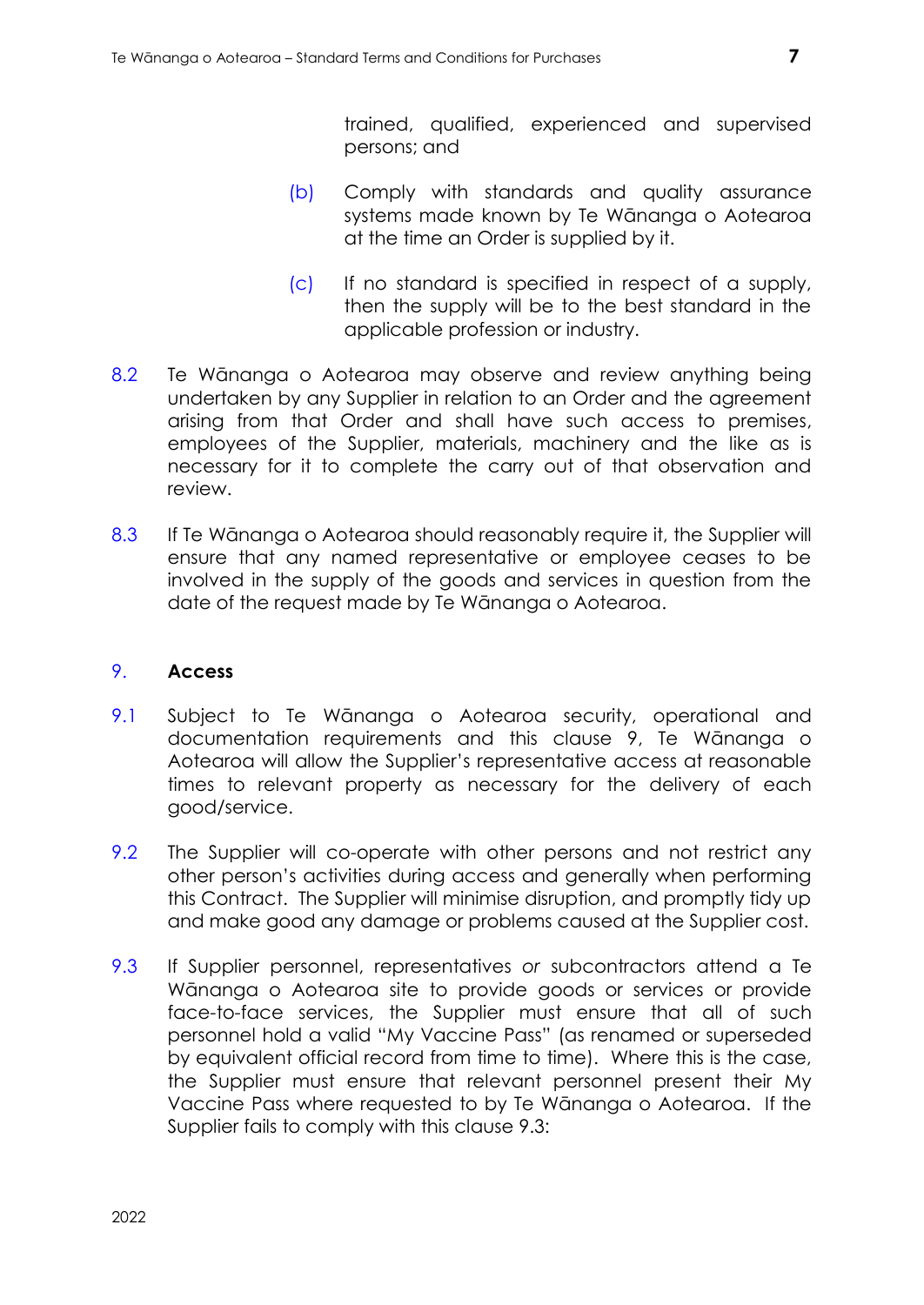trained, qualified, experienced and supervised persons; and

(b) Comply with standards and quality assurance systems made known by Te Wānanga o Aotearoa at the time an Order is supplied by it.

(c) If no standard is specified in respect of a supply, then the supply will be to the best standard in the applicable profession or industry.

8.2 Te Wānanga o Aotearoa may observe and review anything being undertaken by any Supplier in relation to an Order and the agreement arising from that Order and shall have such access to premises, employees of the Supplier, materials, machinery and the like as is necessary for it to complete the carry out of that observation and review.

8.3 If Te Wānanga o Aotearoa should reasonably require it, the Supplier will ensure that any named representative or employee ceases to be involved in the supply of the goods and services in question from the date of the request made by Te Wānanga o Aotearoa.

## 9. **Access**

9.1 Subject to Te Wānanga o Aotearoa security, operational and documentation requirements and this clause 9, Te Wānanga o Aotearoa will allow the Supplier's representative access at reasonable times to relevant property as necessary for the delivery of each good/service.

9.2 The Supplier will co-operate with other persons and not restrict any other person's activities during access and generally when performing this Contract. The Supplier will minimise disruption, and promptly tidy up and make good any damage or problems caused at the Supplier cost.

9.3 If Supplier personnel, representatives *or* subcontractors attend a Te Wānanga o Aotearoa site to provide goods or services or provide face-to-face services, the Supplier must ensure that all of such personnel hold a valid "My Vaccine Pass" (as renamed or superseded by equivalent official record from time to time). Where this is the case, the Supplier must ensure that relevant personnel present their My Vaccine Pass where requested to by Te Wānanga o Aotearoa. If the Supplier fails to comply with this clause 9.3: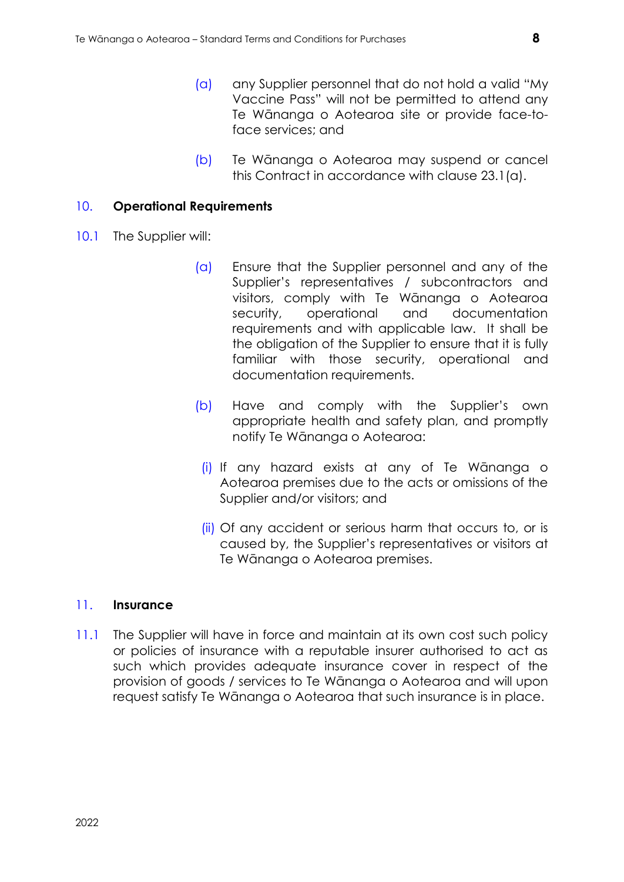(a) any Supplier personnel that do not hold a valid "My Vaccine Pass" will not be permitted to attend any Te Wānanga o Aotearoa site or provide face-to-face services; and

(b) Te Wānanga o Aotearoa may suspend or cancel this Contract in accordance with clause 23.1(a).

## 10. Operational Requirements

10.1 The Supplier will:

(a) Ensure that the Supplier personnel and any of the Supplier's representatives / subcontractors and visitors, comply with Te Wānanga o Aotearoa security, operational and documentation requirements and with applicable law. It shall be the obligation of the Supplier to ensure that it is fully familiar with those security, operational and documentation requirements.

(b) Have and comply with the Supplier's own appropriate health and safety plan, and promptly notify Te Wānanga o Aotearoa:

(i) If any hazard exists at any of Te Wānanga o Aotearoa premises due to the acts or omissions of the Supplier and/or visitors; and

(ii) Of any accident or serious harm that occurs to, or is caused by, the Supplier's representatives or visitors at Te Wānanga o Aotearoa premises.

## 11. Insurance

11.1 The Supplier will have in force and maintain at its own cost such policy or policies of insurance with a reputable insurer authorised to act as such which provides adequate insurance cover in respect of the provision of goods / services to Te Wānanga o Aotearoa and will upon request satisfy Te Wānanga o Aotearoa that such insurance is in place.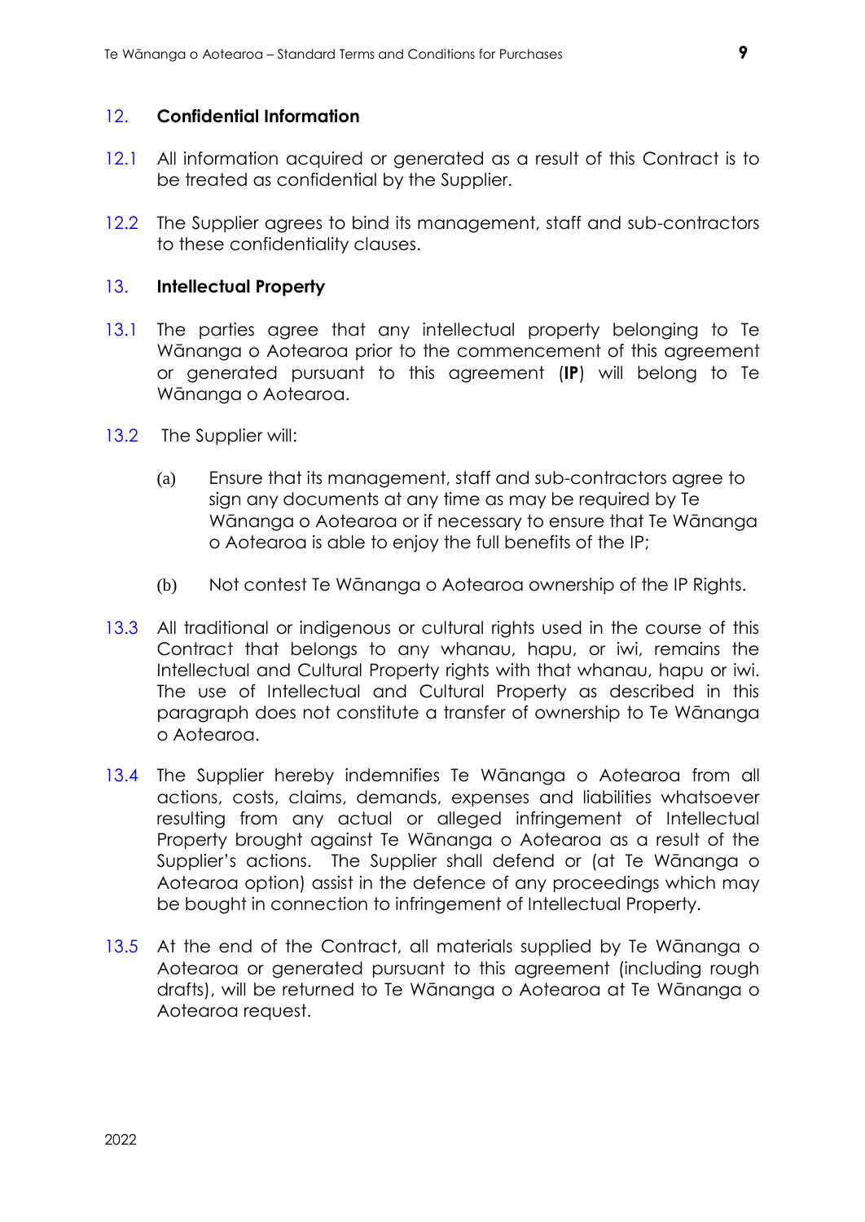## 12. Confidential Information

12.1 All information acquired or generated as a result of this Contract is to be treated as confidential by the Supplier.

12.2 The Supplier agrees to bind its management, staff and sub-contractors to these confidentiality clauses.

## 13. Intellectual Property

13.1 The parties agree that any intellectual property belonging to Te Wānanga o Aotearoa prior to the commencement of this agreement or generated pursuant to this agreement (**IP**) will belong to Te Wānanga o Aotearoa.

13.2 The Supplier will:

(a) Ensure that its management, staff and sub-contractors agree to sign any documents at any time as may be required by Te Wānanga o Aotearoa or if necessary to ensure that Te Wānanga o Aotearoa is able to enjoy the full benefits of the IP;

(b) Not contest Te Wānanga o Aotearoa ownership of the IP Rights.

13.3 All traditional or indigenous or cultural rights used in the course of this Contract that belongs to any whanau, hapu, or iwi, remains the Intellectual and Cultural Property rights with that whanau, hapu or iwi. The use of Intellectual and Cultural Property as described in this paragraph does not constitute a transfer of ownership to Te Wānanga o Aotearoa.

13.4 The Supplier hereby indemnifies Te Wānanga o Aotearoa from all actions, costs, claims, demands, expenses and liabilities whatsoever resulting from any actual or alleged infringement of Intellectual Property brought against Te Wānanga o Aotearoa as a result of the Supplier's actions. The Supplier shall defend or (at Te Wānanga o Aotearoa option) assist in the defence of any proceedings which may be bought in connection to infringement of Intellectual Property.

13.5 At the end of the Contract, all materials supplied by Te Wānanga o Aotearoa or generated pursuant to this agreement (including rough drafts), will be returned to Te Wānanga o Aotearoa at Te Wānanga o Aotearoa request.

2022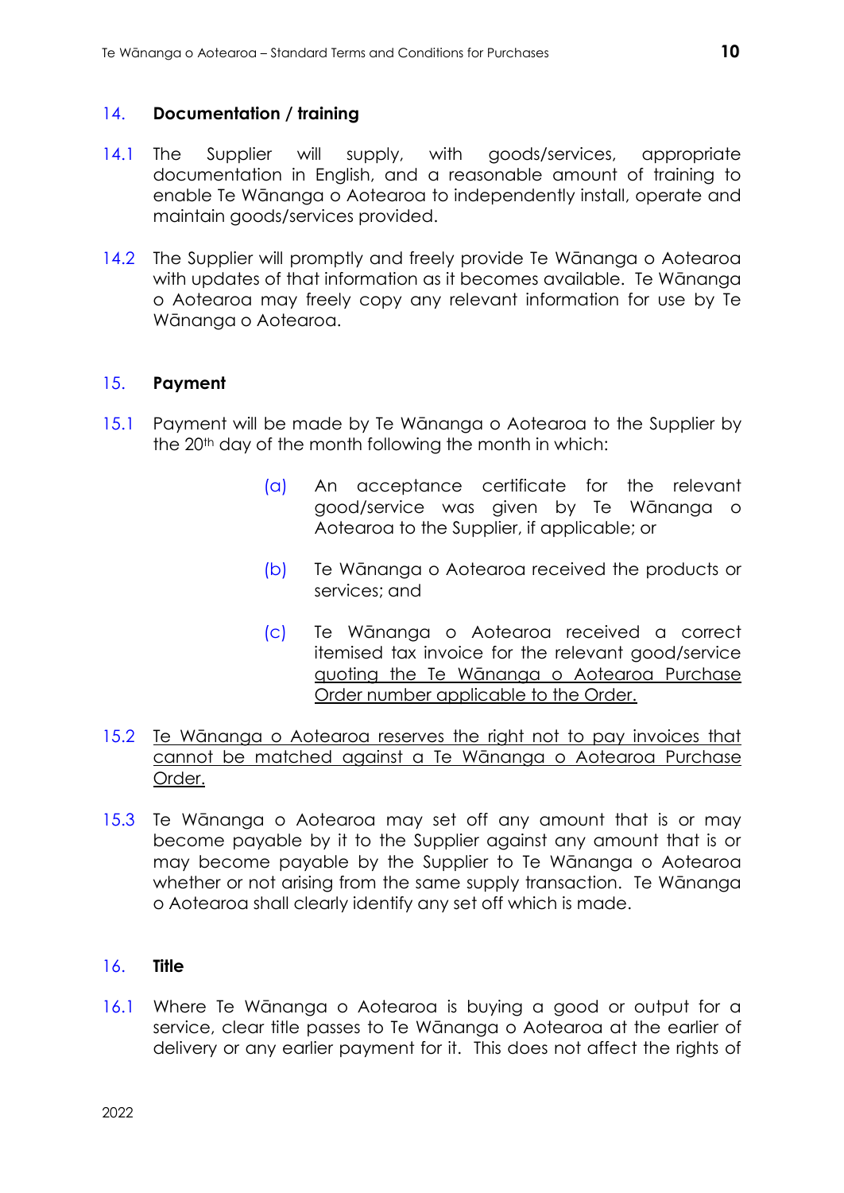## 14. Documentation / training

14.1 The Supplier will supply, with goods/services, appropriate documentation in English, and a reasonable amount of training to enable Te Wānanga o Aotearoa to independently install, operate and maintain goods/services provided.

14.2 The Supplier will promptly and freely provide Te Wānanga o Aotearoa with updates of that information as it becomes available. Te Wānanga o Aotearoa may freely copy any relevant information for use by Te Wānanga o Aotearoa.

## 15. Payment

15.1 Payment will be made by Te Wānanga o Aotearoa to the Supplier by the 20th day of the month following the month in which:

(a) An acceptance certificate for the relevant good/service was given by Te Wānanga o Aotearoa to the Supplier, if applicable; or

(b) Te Wānanga o Aotearoa received the products or services; and

(c) Te Wānanga o Aotearoa received a correct itemised tax invoice for the relevant good/service <u>quoting the Te Wānanga o Aotearoa Purchase Order number applicable to the Order.</u>

15.2 <u>Te Wānanga o Aotearoa reserves the right not to pay invoices that cannot be matched against a Te Wānanga o Aotearoa Purchase Order.</u>

15.3 Te Wānanga o Aotearoa may set off any amount that is or may become payable by it to the Supplier against any amount that is or may become payable by the Supplier to Te Wānanga o Aotearoa whether or not arising from the same supply transaction. Te Wānanga o Aotearoa shall clearly identify any set off which is made.

## 16. Title

16.1 Where Te Wānanga o Aotearoa is buying a good or output for a service, clear title passes to Te Wānanga o Aotearoa at the earlier of delivery or any earlier payment for it. This does not affect the rights of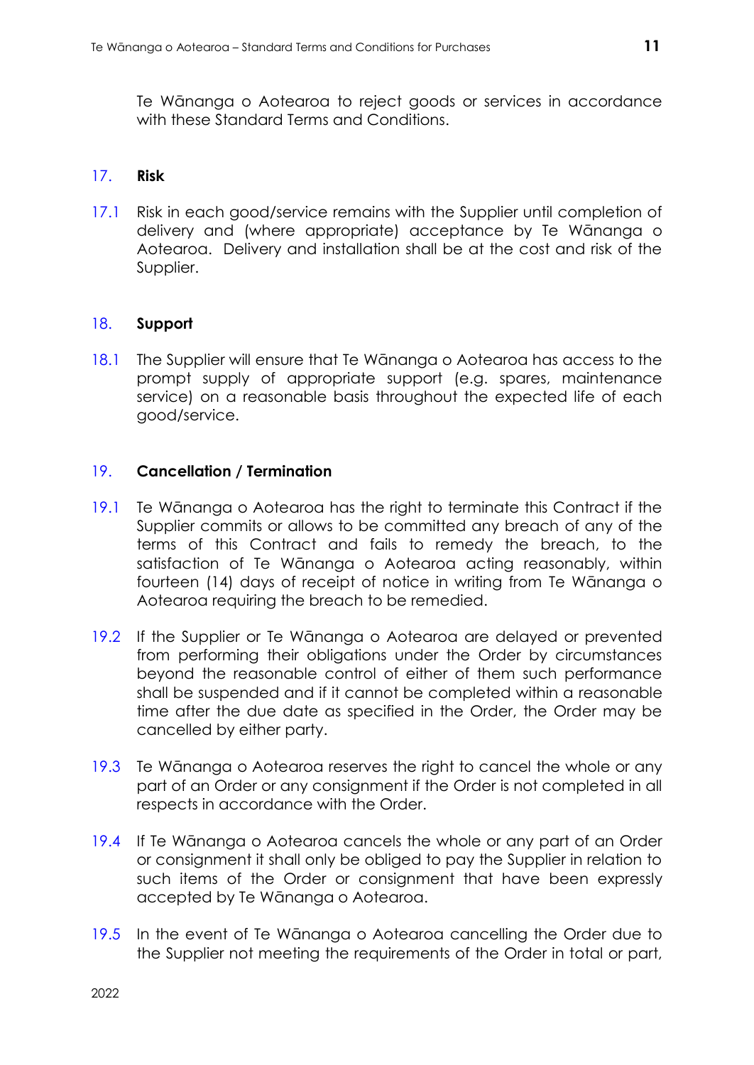Te Wānanga o Aotearoa to reject goods or services in accordance with these Standard Terms and Conditions.

## 17. Risk

17.1 Risk in each good/service remains with the Supplier until completion of delivery and (where appropriate) acceptance by Te Wānanga o Aotearoa. Delivery and installation shall be at the cost and risk of the Supplier.

## 18. Support

18.1 The Supplier will ensure that Te Wānanga o Aotearoa has access to the prompt supply of appropriate support (e.g. spares, maintenance service) on a reasonable basis throughout the expected life of each good/service.

## 19. Cancellation / Termination

19.1 Te Wānanga o Aotearoa has the right to terminate this Contract if the Supplier commits or allows to be committed any breach of any of the terms of this Contract and fails to remedy the breach, to the satisfaction of Te Wānanga o Aotearoa acting reasonably, within fourteen (14) days of receipt of notice in writing from Te Wānanga o Aotearoa requiring the breach to be remedied.

19.2 If the Supplier or Te Wānanga o Aotearoa are delayed or prevented from performing their obligations under the Order by circumstances beyond the reasonable control of either of them such performance shall be suspended and if it cannot be completed within a reasonable time after the due date as specified in the Order, the Order may be cancelled by either party.

19.3 Te Wānanga o Aotearoa reserves the right to cancel the whole or any part of an Order or any consignment if the Order is not completed in all respects in accordance with the Order.

19.4 If Te Wānanga o Aotearoa cancels the whole or any part of an Order or consignment it shall only be obliged to pay the Supplier in relation to such items of the Order or consignment that have been expressly accepted by Te Wānanga o Aotearoa.

19.5 In the event of Te Wānanga o Aotearoa cancelling the Order due to the Supplier not meeting the requirements of the Order in total or part,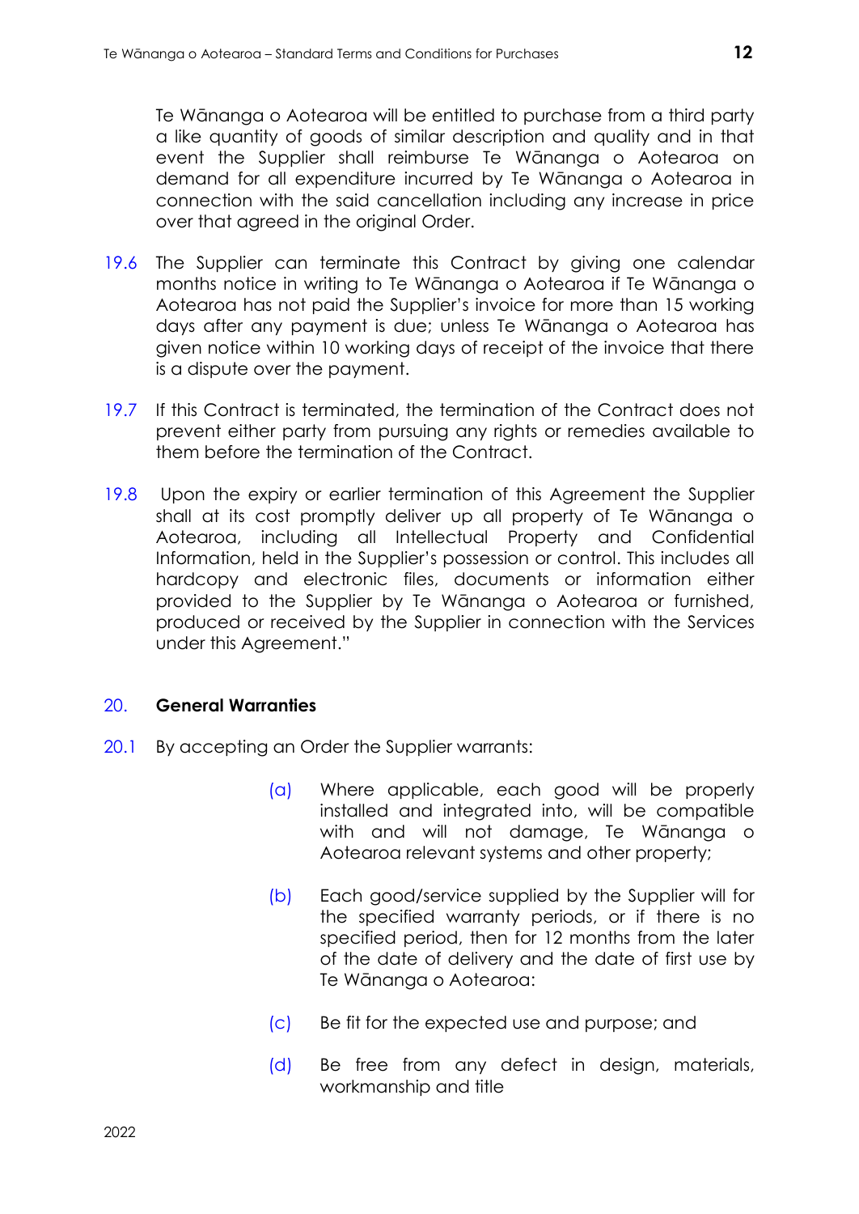Te Wānanga o Aotearoa will be entitled to purchase from a third party a like quantity of goods of similar description and quality and in that event the Supplier shall reimburse Te Wānanga o Aotearoa on demand for all expenditure incurred by Te Wānanga o Aotearoa in connection with the said cancellation including any increase in price over that agreed in the original Order.

19.6 The Supplier can terminate this Contract by giving one calendar months notice in writing to Te Wānanga o Aotearoa if Te Wānanga o Aotearoa has not paid the Supplier's invoice for more than 15 working days after any payment is due; unless Te Wānanga o Aotearoa has given notice within 10 working days of receipt of the invoice that there is a dispute over the payment.

19.7 If this Contract is terminated, the termination of the Contract does not prevent either party from pursuing any rights or remedies available to them before the termination of the Contract.

19.8 Upon the expiry or earlier termination of this Agreement the Supplier shall at its cost promptly deliver up all property of Te Wānanga o Aotearoa, including all Intellectual Property and Confidential Information, held in the Supplier's possession or control. This includes all hardcopy and electronic files, documents or information either provided to the Supplier by Te Wānanga o Aotearoa or furnished, produced or received by the Supplier in connection with the Services under this Agreement."

## 20. General Warranties

20.1 By accepting an Order the Supplier warrants:

(a) Where applicable, each good will be properly installed and integrated into, will be compatible with and will not damage, Te Wānanga o Aotearoa relevant systems and other property;

(b) Each good/service supplied by the Supplier will for the specified warranty periods, or if there is no specified period, then for 12 months from the later of the date of delivery and the date of first use by Te Wānanga o Aotearoa:

(c) Be fit for the expected use and purpose; and

(d) Be free from any defect in design, materials, workmanship and title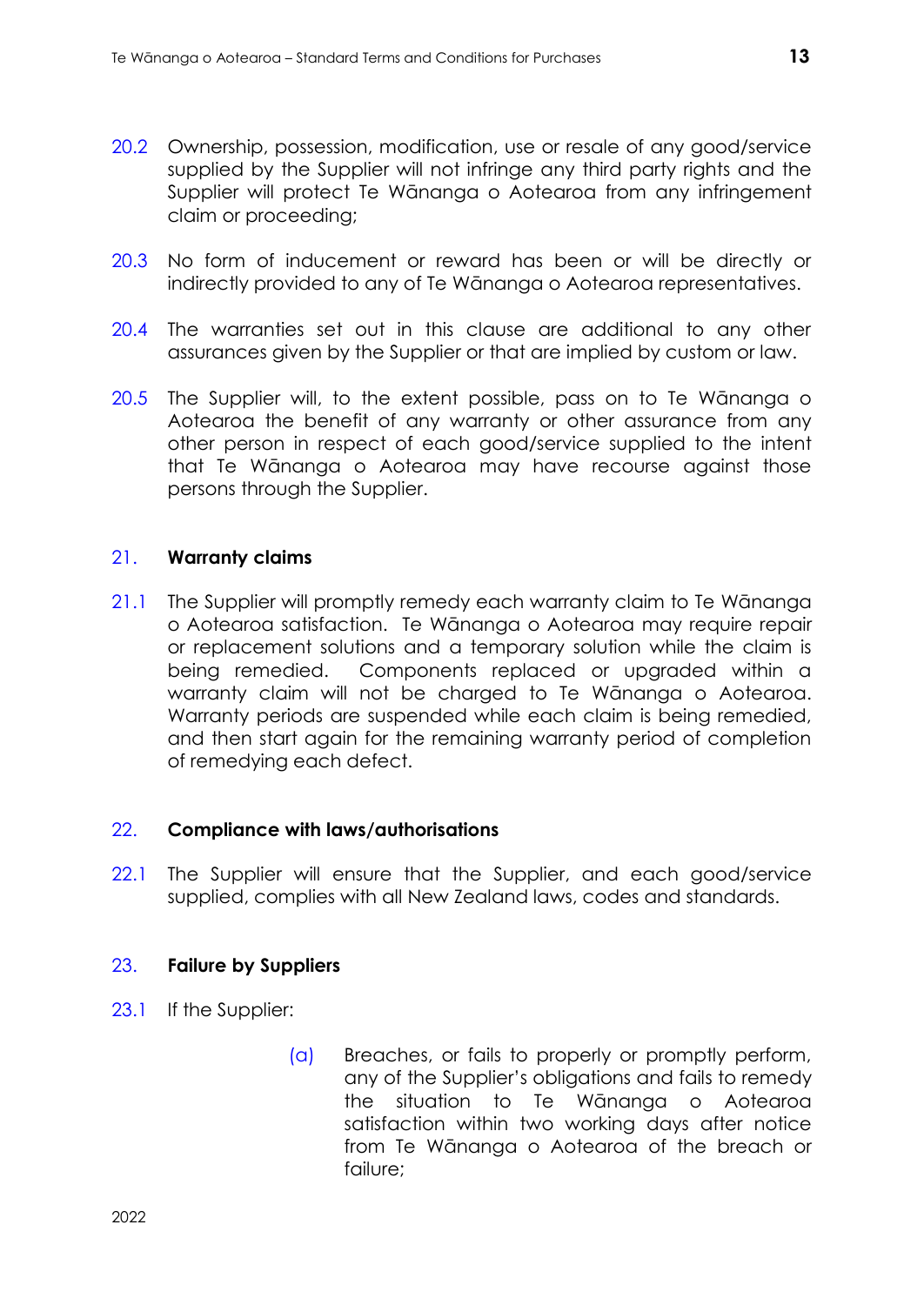20.2 Ownership, possession, modification, use or resale of any good/service supplied by the Supplier will not infringe any third party rights and the Supplier will protect Te Wānanga o Aotearoa from any infringement claim or proceeding;

20.3 No form of inducement or reward has been or will be directly or indirectly provided to any of Te Wānanga o Aotearoa representatives.

20.4 The warranties set out in this clause are additional to any other assurances given by the Supplier or that are implied by custom or law.

20.5 The Supplier will, to the extent possible, pass on to Te Wānanga o Aotearoa the benefit of any warranty or other assurance from any other person in respect of each good/service supplied to the intent that Te Wānanga o Aotearoa may have recourse against those persons through the Supplier.

## 21. Warranty claims

21.1 The Supplier will promptly remedy each warranty claim to Te Wānanga o Aotearoa satisfaction. Te Wānanga o Aotearoa may require repair or replacement solutions and a temporary solution while the claim is being remedied. Components replaced or upgraded within a warranty claim will not be charged to Te Wānanga o Aotearoa. Warranty periods are suspended while each claim is being remedied, and then start again for the remaining warranty period of completion of remedying each defect.

## 22. Compliance with laws/authorisations

22.1 The Supplier will ensure that the Supplier, and each good/service supplied, complies with all New Zealand laws, codes and standards.

## 23. Failure by Suppliers

23.1 If the Supplier:

(a) Breaches, or fails to properly or promptly perform, any of the Supplier's obligations and fails to remedy the situation to Te Wānanga o Aotearoa satisfaction within two working days after notice from Te Wānanga o Aotearoa of the breach or failure;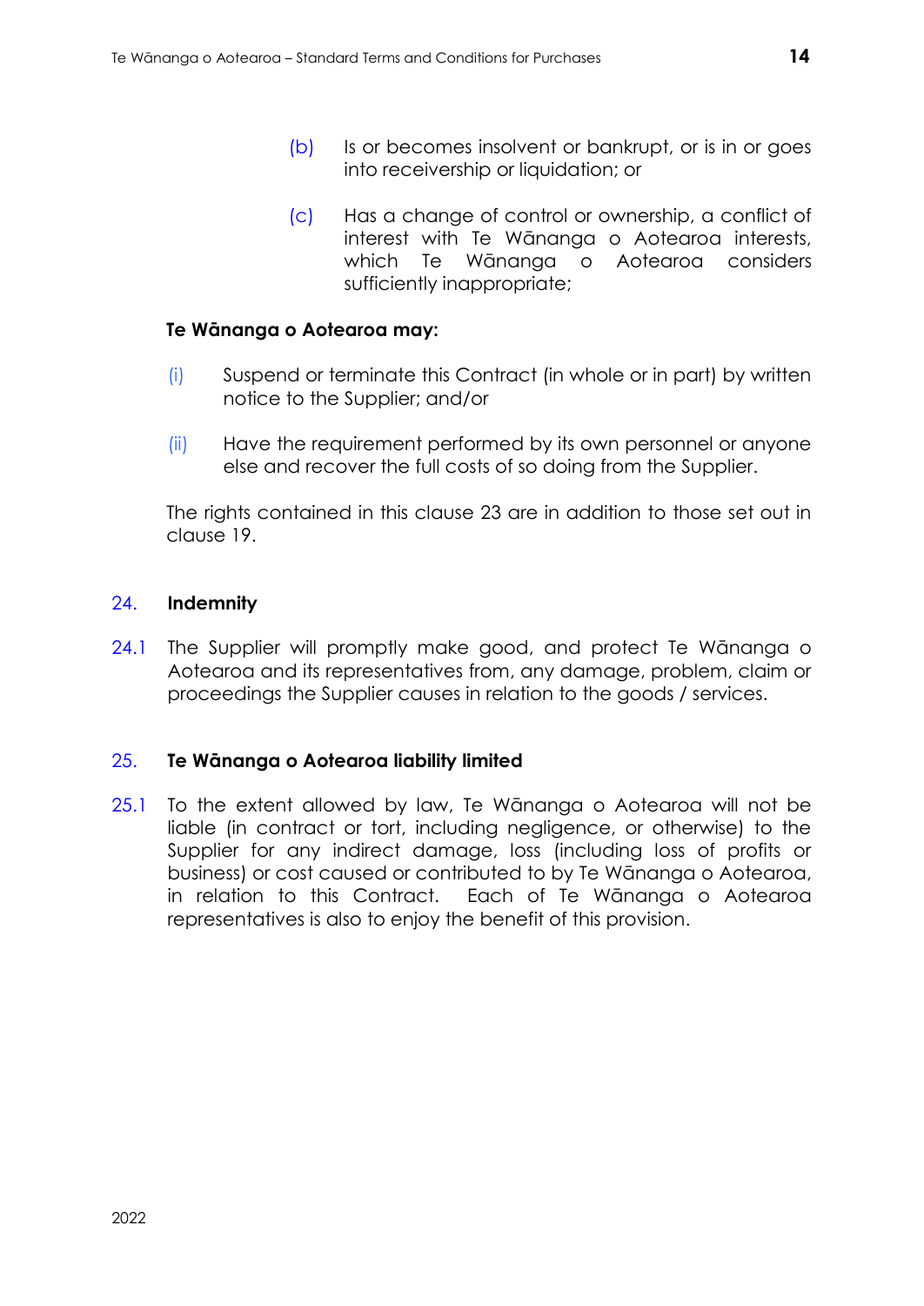(b) Is or becomes insolvent or bankrupt, or is in or goes into receivership or liquidation; or

(c) Has a change of control or ownership, a conflict of interest with Te Wānanga o Aotearoa interests, which Te Wānanga o Aotearoa considers sufficiently inappropriate;

**Te Wānanga o Aotearoa may:**

(i) Suspend or terminate this Contract (in whole or in part) by written notice to the Supplier; and/or

(ii) Have the requirement performed by its own personnel or anyone else and recover the full costs of so doing from the Supplier.

The rights contained in this clause 23 are in addition to those set out in clause 19.

## 24. Indemnity

24.1 The Supplier will promptly make good, and protect Te Wānanga o Aotearoa and its representatives from, any damage, problem, claim or proceedings the Supplier causes in relation to the goods / services.

## 25. Te Wānanga o Aotearoa liability limited

25.1 To the extent allowed by law, Te Wānanga o Aotearoa will not be liable (in contract or tort, including negligence, or otherwise) to the Supplier for any indirect damage, loss (including loss of profits or business) or cost caused or contributed to by Te Wānanga o Aotearoa, in relation to this Contract. Each of Te Wānanga o Aotearoa representatives is also to enjoy the benefit of this provision.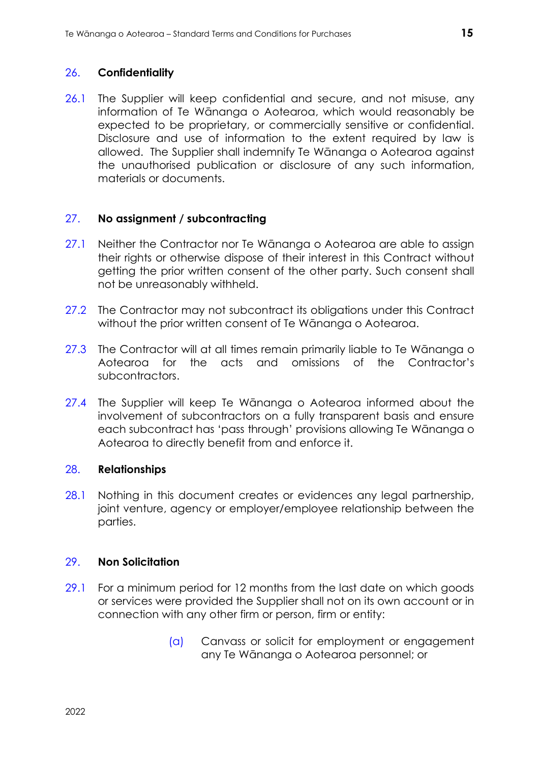## 26. Confidentiality

26.1 The Supplier will keep confidential and secure, and not misuse, any information of Te Wānanga o Aotearoa, which would reasonably be expected to be proprietary, or commercially sensitive or confidential. Disclosure and use of information to the extent required by law is allowed. The Supplier shall indemnify Te Wānanga o Aotearoa against the unauthorised publication or disclosure of any such information, materials or documents.

## 27. No assignment / subcontracting

27.1 Neither the Contractor nor Te Wānanga o Aotearoa are able to assign their rights or otherwise dispose of their interest in this Contract without getting the prior written consent of the other party. Such consent shall not be unreasonably withheld.

27.2 The Contractor may not subcontract its obligations under this Contract without the prior written consent of Te Wānanga o Aotearoa.

27.3 The Contractor will at all times remain primarily liable to Te Wānanga o Aotearoa for the acts and omissions of the Contractor's subcontractors.

27.4 The Supplier will keep Te Wānanga o Aotearoa informed about the involvement of subcontractors on a fully transparent basis and ensure each subcontract has 'pass through' provisions allowing Te Wānanga o Aotearoa to directly benefit from and enforce it.

## 28. Relationships

28.1 Nothing in this document creates or evidences any legal partnership, joint venture, agency or employer/employee relationship between the parties.

## 29. Non Solicitation

29.1 For a minimum period for 12 months from the last date on which goods or services were provided the Supplier shall not on its own account or in connection with any other firm or person, firm or entity:

(a) Canvass or solicit for employment or engagement any Te Wānanga o Aotearoa personnel; or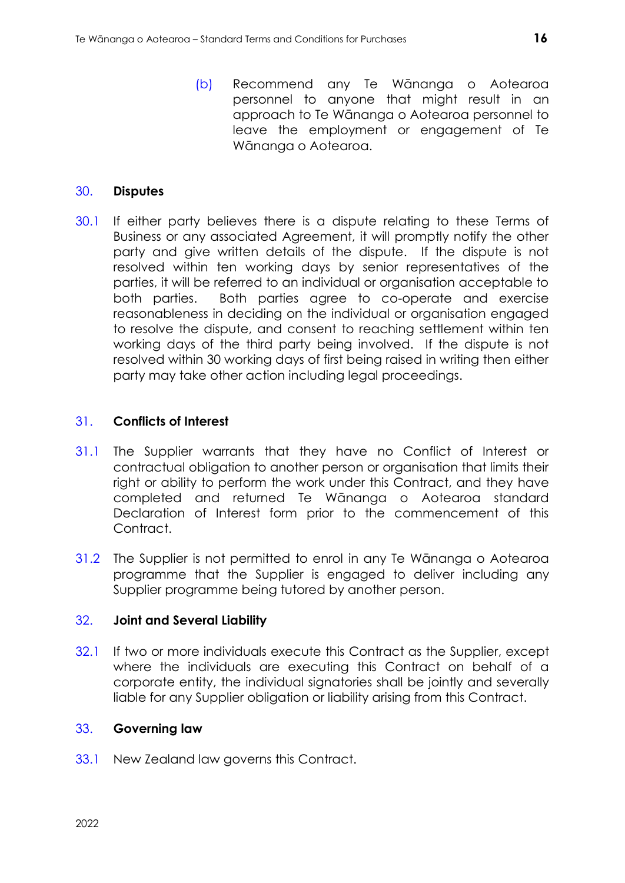(b) Recommend any Te Wānanga o Aotearoa personnel to anyone that might result in an approach to Te Wānanga o Aotearoa personnel to leave the employment or engagement of Te Wānanga o Aotearoa.

## 30. Disputes

30.1 If either party believes there is a dispute relating to these Terms of Business or any associated Agreement, it will promptly notify the other party and give written details of the dispute. If the dispute is not resolved within ten working days by senior representatives of the parties, it will be referred to an individual or organisation acceptable to both parties. Both parties agree to co-operate and exercise reasonableness in deciding on the individual or organisation engaged to resolve the dispute, and consent to reaching settlement within ten working days of the third party being involved. If the dispute is not resolved within 30 working days of first being raised in writing then either party may take other action including legal proceedings.

## 31. Conflicts of Interest

31.1 The Supplier warrants that they have no Conflict of Interest or contractual obligation to another person or organisation that limits their right or ability to perform the work under this Contract, and they have completed and returned Te Wānanga o Aotearoa standard Declaration of Interest form prior to the commencement of this Contract.

31.2 The Supplier is not permitted to enrol in any Te Wānanga o Aotearoa programme that the Supplier is engaged to deliver including any Supplier programme being tutored by another person.

## 32. Joint and Several Liability

32.1 If two or more individuals execute this Contract as the Supplier, except where the individuals are executing this Contract on behalf of a corporate entity, the individual signatories shall be jointly and severally liable for any Supplier obligation or liability arising from this Contract.

## 33. Governing law

33.1 New Zealand law governs this Contract.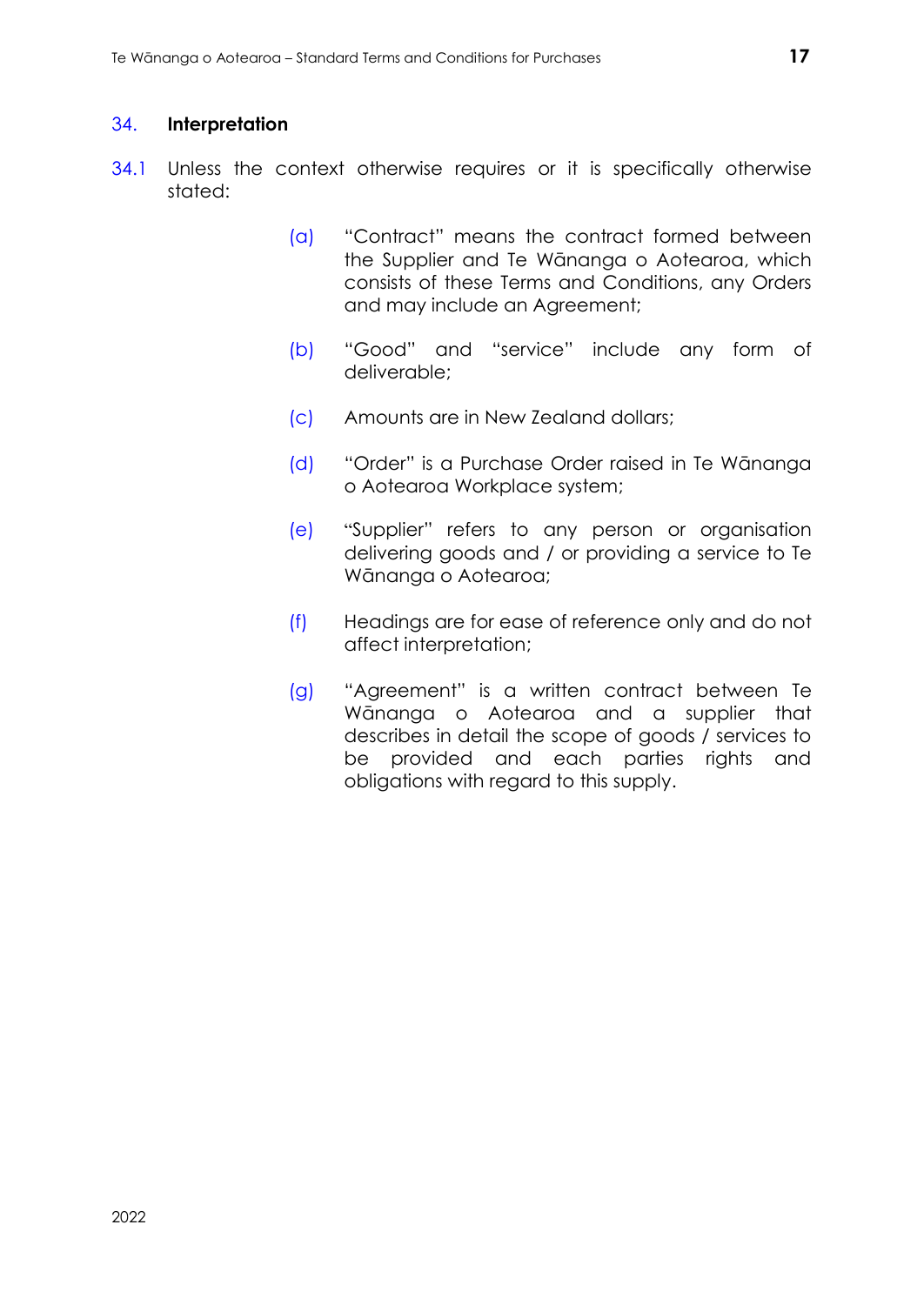## 34. Interpretation

34.1 Unless the context otherwise requires or it is specifically otherwise stated:

(a) "Contract" means the contract formed between the Supplier and Te Wānanga o Aotearoa, which consists of these Terms and Conditions, any Orders and may include an Agreement;

(b) "Good" and "service" include any form of deliverable;

(c) Amounts are in New Zealand dollars;

(d) "Order" is a Purchase Order raised in Te Wānanga o Aotearoa Workplace system;

(e) "Supplier" refers to any person or organisation delivering goods and / or providing a service to Te Wānanga o Aotearoa;

(f) Headings are for ease of reference only and do not affect interpretation;

(g) "Agreement" is a written contract between Te Wānanga o Aotearoa and a supplier that describes in detail the scope of goods / services to be provided and each parties rights and obligations with regard to this supply.

2022